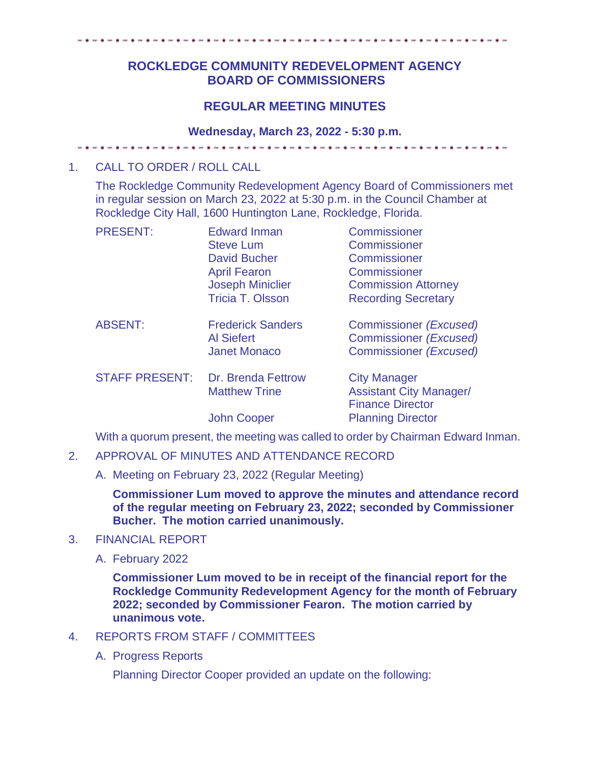# ROCKLEDGE COMMUNITY REDEVELOPMENT AGENCY
# BOARD OF COMMISSIONERS

## REGULAR MEETING MINUTES

### Wednesday, March 23, 2022 - 5:30 p.m.

1. CALL TO ORDER / ROLL CALL

   The Rockledge Community Redevelopment Agency Board of Commissioners met in regular session on March 23, 2022 at 5:30 p.m. in the Council Chamber at Rockledge City Hall, 1600 Huntington Lane, Rockledge, Florida.

| | | |
|---|---|---|
| PRESENT: | Edward Inman | Commissioner |
| | Steve Lum | Commissioner |
| | David Bucher | Commissioner |
| | April Fearon | Commissioner |
| | Joseph Miniclier | Commission Attorney |
| | Tricia T. Olsson | Recording Secretary |
| ABSENT: | Frederick Sanders | Commissioner *(Excused)* |
| | Al Siefert | Commissioner *(Excused)* |
| | Janet Monaco | Commissioner *(Excused)* |
| STAFF PRESENT: | Dr. Brenda Fettrow | City Manager |
| | Matthew Trine | Assistant City Manager/ Finance Director |
| | John Cooper | Planning Director |

   With a quorum present, the meeting was called to order by Chairman Edward Inman.

2. APPROVAL OF MINUTES AND ATTENDANCE RECORD

   A. Meeting on February 23, 2022 (Regular Meeting)

   **Commissioner Lum moved to approve the minutes and attendance record of the regular meeting on February 23, 2022; seconded by Commissioner Bucher. The motion carried unanimously.**

3. FINANCIAL REPORT

   A. February 2022

   **Commissioner Lum moved to be in receipt of the financial report for the Rockledge Community Redevelopment Agency for the month of February 2022; seconded by Commissioner Fearon. The motion carried by unanimous vote.**

4. REPORTS FROM STAFF / COMMITTEES

   A. Progress Reports

   Planning Director Cooper provided an update on the following: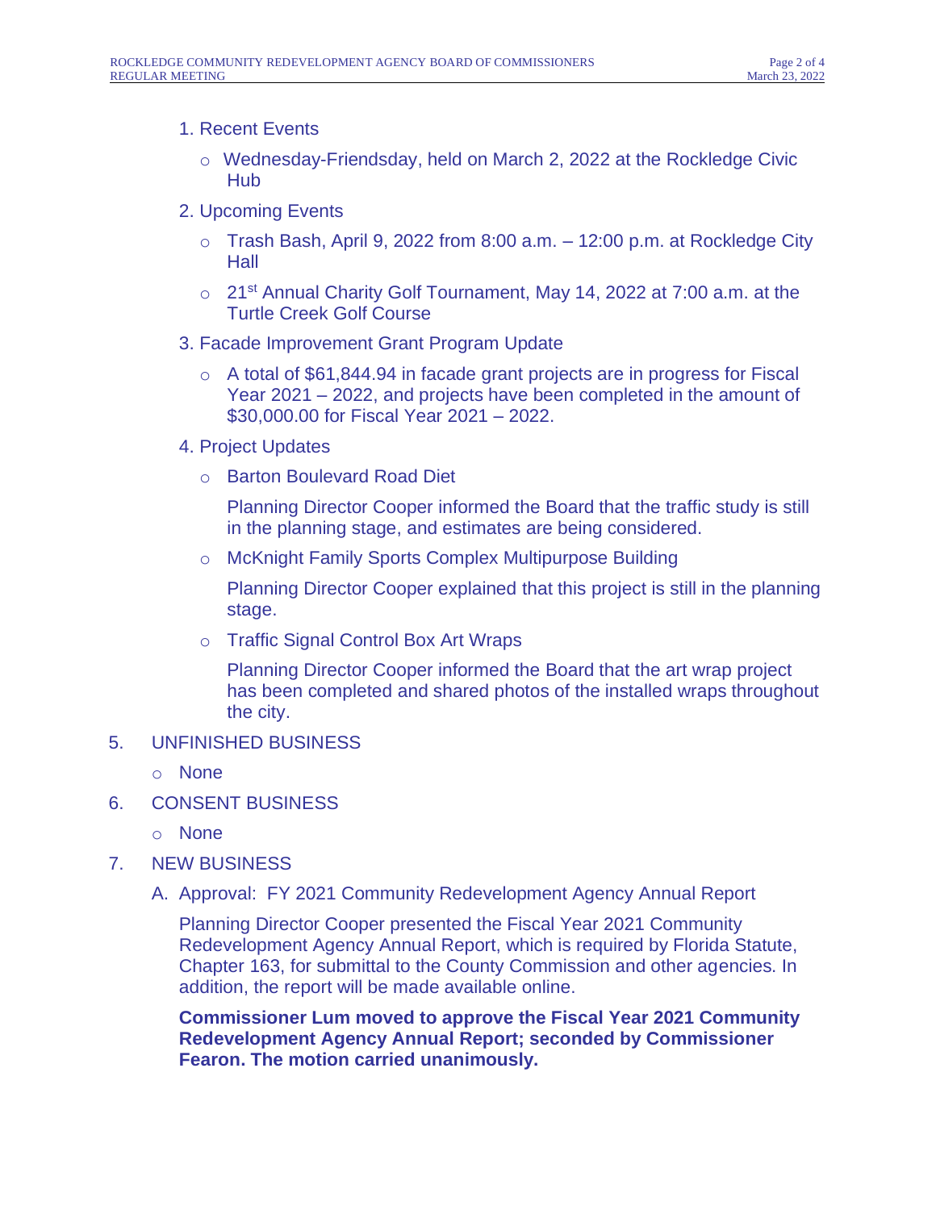1. Recent Events
   - Wednesday-Friendsday, held on March 2, 2022 at the Rockledge Civic Hub
2. Upcoming Events
   - Trash Bash, April 9, 2022 from 8:00 a.m. – 12:00 p.m. at Rockledge City Hall
   - 21st Annual Charity Golf Tournament, May 14, 2022 at 7:00 a.m. at the Turtle Creek Golf Course
3. Facade Improvement Grant Program Update
   - A total of $61,844.94 in facade grant projects are in progress for Fiscal Year 2021 – 2022, and projects have been completed in the amount of $30,000.00 for Fiscal Year 2021 – 2022.
4. Project Updates
   - Barton Boulevard Road Diet

     Planning Director Cooper informed the Board that the traffic study is still in the planning stage, and estimates are being considered.
   - McKnight Family Sports Complex Multipurpose Building

     Planning Director Cooper explained that this project is still in the planning stage.
   - Traffic Signal Control Box Art Wraps

     Planning Director Cooper informed the Board that the art wrap project has been completed and shared photos of the installed wraps throughout the city.

5. UNFINISHED BUSINESS
   - None
6. CONSENT BUSINESS
   - None
7. NEW BUSINESS

   A. Approval: FY 2021 Community Redevelopment Agency Annual Report

   Planning Director Cooper presented the Fiscal Year 2021 Community Redevelopment Agency Annual Report, which is required by Florida Statute, Chapter 163, for submittal to the County Commission and other agencies. In addition, the report will be made available online.

   **Commissioner Lum moved to approve the Fiscal Year 2021 Community Redevelopment Agency Annual Report; seconded by Commissioner Fearon. The motion carried unanimously.**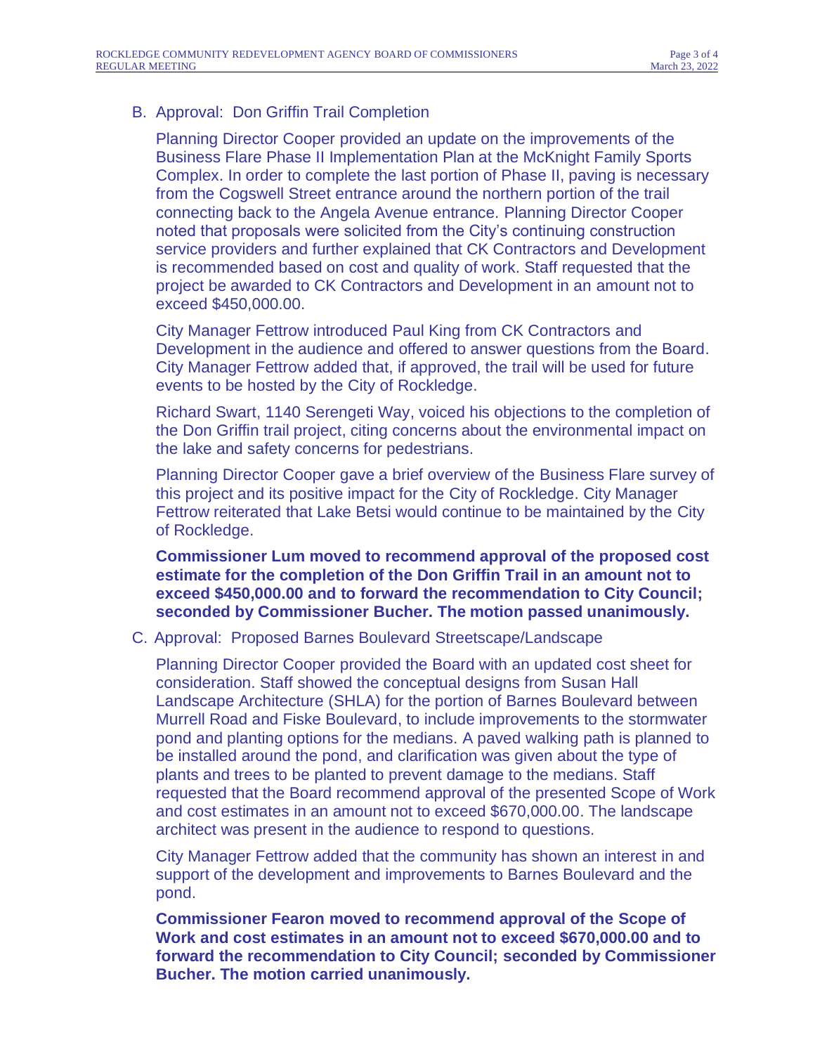B. Approval: Don Griffin Trail Completion

Planning Director Cooper provided an update on the improvements of the Business Flare Phase II Implementation Plan at the McKnight Family Sports Complex. In order to complete the last portion of Phase II, paving is necessary from the Cogswell Street entrance around the northern portion of the trail connecting back to the Angela Avenue entrance. Planning Director Cooper noted that proposals were solicited from the City's continuing construction service providers and further explained that CK Contractors and Development is recommended based on cost and quality of work. Staff requested that the project be awarded to CK Contractors and Development in an amount not to exceed $450,000.00.

City Manager Fettrow introduced Paul King from CK Contractors and Development in the audience and offered to answer questions from the Board. City Manager Fettrow added that, if approved, the trail will be used for future events to be hosted by the City of Rockledge.

Richard Swart, 1140 Serengeti Way, voiced his objections to the completion of the Don Griffin trail project, citing concerns about the environmental impact on the lake and safety concerns for pedestrians.

Planning Director Cooper gave a brief overview of the Business Flare survey of this project and its positive impact for the City of Rockledge. City Manager Fettrow reiterated that Lake Betsi would continue to be maintained by the City of Rockledge.

**Commissioner Lum moved to recommend approval of the proposed cost estimate for the completion of the Don Griffin Trail in an amount not to exceed $450,000.00 and to forward the recommendation to City Council; seconded by Commissioner Bucher. The motion passed unanimously.**

C. Approval: Proposed Barnes Boulevard Streetscape/Landscape

Planning Director Cooper provided the Board with an updated cost sheet for consideration. Staff showed the conceptual designs from Susan Hall Landscape Architecture (SHLA) for the portion of Barnes Boulevard between Murrell Road and Fiske Boulevard, to include improvements to the stormwater pond and planting options for the medians. A paved walking path is planned to be installed around the pond, and clarification was given about the type of plants and trees to be planted to prevent damage to the medians. Staff requested that the Board recommend approval of the presented Scope of Work and cost estimates in an amount not to exceed $670,000.00. The landscape architect was present in the audience to respond to questions.

City Manager Fettrow added that the community has shown an interest in and support of the development and improvements to Barnes Boulevard and the pond.

**Commissioner Fearon moved to recommend approval of the Scope of Work and cost estimates in an amount not to exceed $670,000.00 and to forward the recommendation to City Council; seconded by Commissioner Bucher. The motion carried unanimously.**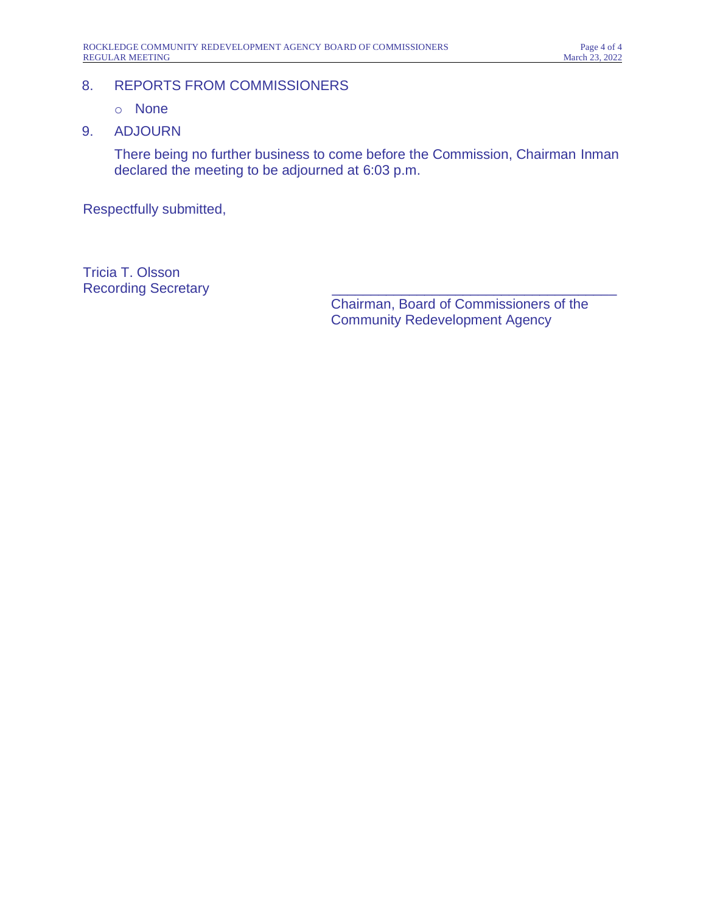8. REPORTS FROM COMMISSIONERS

   - None

9. ADJOURN

   There being no further business to come before the Commission, Chairman Inman declared the meeting to be adjourned at 6:03 p.m.

Respectfully submitted,

Tricia T. Olsson
Recording Secretary

_____________________________________
Chairman, Board of Commissioners of the
Community Redevelopment Agency